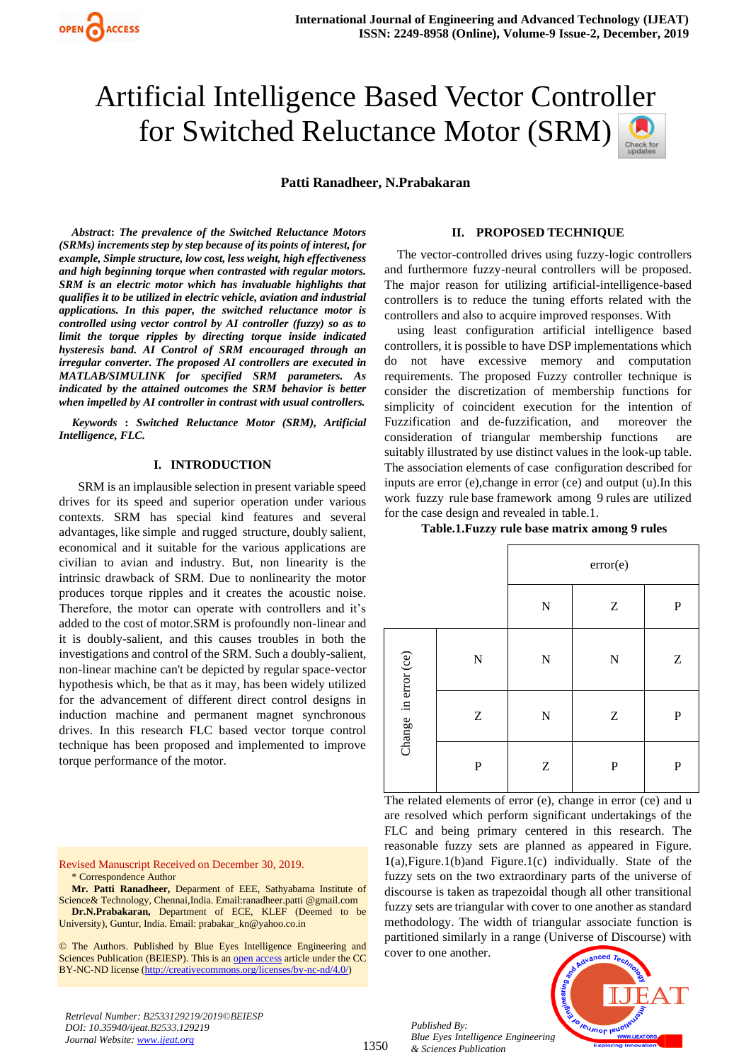# Artificial Intelligence Based Vector Controller for Switched Reluctance Motor (SRM)

**Patti Ranadheer, N.Prabakaran**

***Abstract*: *The prevalence of the Switched Reluctance Motors (SRMs) increments step by step because of its points of interest, for example, Simple structure, low cost, less weight, high effectiveness and high beginning torque when contrasted with regular motors. SRM is an electric motor which has invaluable highlights that qualifies it to be utilized in electric vehicle, aviation and industrial applications. In this paper, the switched reluctance motor is controlled using vector control by AI controller (fuzzy) so as to limit the torque ripples by directing torque inside indicated hysteresis band. AI Control of SRM encouraged through an irregular converter. The proposed AI controllers are executed in MATLAB/SIMULINK for specified SRM parameters. As indicated by the attained outcomes the SRM behavior is better when impelled by AI controller in contrast with usual controllers.***

***Keywords* : *Switched Reluctance Motor (SRM), Artificial Intelligence, FLC.***

## I. INTRODUCTION

SRM is an implausible selection in present variable speed drives for its speed and superior operation under various contexts. SRM has special kind features and several advantages, like simple and rugged structure, doubly salient, economical and it suitable for the various applications are civilian to avian and industry. But, non linearity is the intrinsic drawback of SRM. Due to nonlinearity the motor produces torque ripples and it creates the acoustic noise. Therefore, the motor can operate with controllers and it's added to the cost of motor.SRM is profoundly non-linear and it is doubly-salient, and this causes troubles in both the investigations and control of the SRM. Such a doubly-salient, non-linear machine can't be depicted by regular space-vector hypothesis which, be that as it may, has been widely utilized for the advancement of different direct control designs in induction machine and permanent magnet synchronous drives. In this research FLC based vector torque control technique has been proposed and implemented to improve torque performance of the motor.

Revised Manuscript Received on December 30, 2019.

\* Correspondence Author

**Mr. Patti Ranadheer,** Deparment of EEE, Sathyabama Institute of Science& Technology, Chennai,India. Email:ranadheer.patti @gmail.com

**Dr.N.Prabakaran,** Department of ECE, KLEF (Deemed to be University), Guntur, India. Email: prabakar_kn@yahoo.co.in

© The Authors. Published by Blue Eyes Intelligence Engineering and Sciences Publication (BEIESP). This is an open access article under the CC BY-NC-ND license (http://creativecommons.org/licenses/by-nc-nd/4.0/)

## II. PROPOSED TECHNIQUE

The vector-controlled drives using fuzzy-logic controllers and furthermore fuzzy-neural controllers will be proposed. The major reason for utilizing artificial-intelligence-based controllers is to reduce the tuning efforts related with the controllers and also to acquire improved responses. With

using least configuration artificial intelligence based controllers, it is possible to have DSP implementations which do not have excessive memory and computation requirements. The proposed Fuzzy controller technique is consider the discretization of membership functions for simplicity of coincident execution for the intention of Fuzzification and de-fuzzification, and moreover the consideration of triangular membership functions are suitably illustrated by use distinct values in the look-up table. The association elements of case configuration described for inputs are error (e),change in error (ce) and output (u).In this work fuzzy rule base framework among 9 rules are utilized for the case design and revealed in table.1.

**Table.1.Fuzzy rule base matrix among 9 rules**

| | | error(e) | | |
|---|---|---|---|---|
| | | N | Z | P |
| Change in error (ce) | N | N | N | Z |
| | Z | N | Z | P |
| | P | Z | P | P |

The related elements of error (e), change in error (ce) and u are resolved which perform significant undertakings of the FLC and being primary centered in this research. The reasonable fuzzy sets are planned as appeared in Figure. 1(a),Figure.1(b)and Figure.1(c) individually. State of the fuzzy sets on the two extraordinary parts of the universe of discourse is taken as trapezoidal though all other transitional fuzzy sets are triangular with cover to one another as standard methodology. The width of triangular associate function is partitioned similarly in a range (Universe of Discourse) with cover to one another.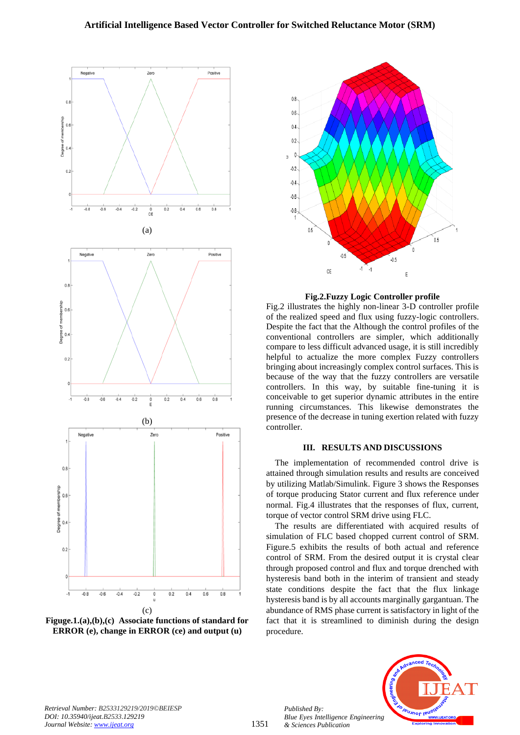(a)

(b)

(c)

**Figuge.1.(a),(b),(c) Associate functions of standard for ERROR (e), change in ERROR (ce) and output (u)**

**Fig.2.Fuzzy Logic Controller profile**

Fig.2 illustrates the highly non-linear 3-D controller profile of the realized speed and flux using fuzzy-logic controllers. Despite the fact that the Although the control profiles of the conventional controllers are simpler, which additionally compare to less difficult advanced usage, it is still incredibly helpful to actualize the more complex Fuzzy controllers bringing about increasingly complex control surfaces. This is because of the way that the fuzzy controllers are versatile controllers. In this way, by suitable fine-tuning it is conceivable to get superior dynamic attributes in the entire running circumstances. This likewise demonstrates the presence of the decrease in tuning exertion related with fuzzy controller.

## III. RESULTS AND DISCUSSIONS

The implementation of recommended control drive is attained through simulation results and results are conceived by utilizing Matlab/Simulink. Figure 3 shows the Responses of torque producing Stator current and flux reference under normal. Fig.4 illustrates that the responses of flux, current, torque of vector control SRM drive using FLC.

The results are differentiated with acquired results of simulation of FLC based chopped current control of SRM. Figure.5 exhibits the results of both actual and reference control of SRM. From the desired output it is crystal clear through proposed control and flux and torque drenched with hysteresis band both in the interim of transient and steady state conditions despite the fact that the flux linkage hysteresis band is by all accounts marginally gargantuan. The abundance of RMS phase current is satisfactory in light of the fact that it is streamlined to diminish during the design procedure.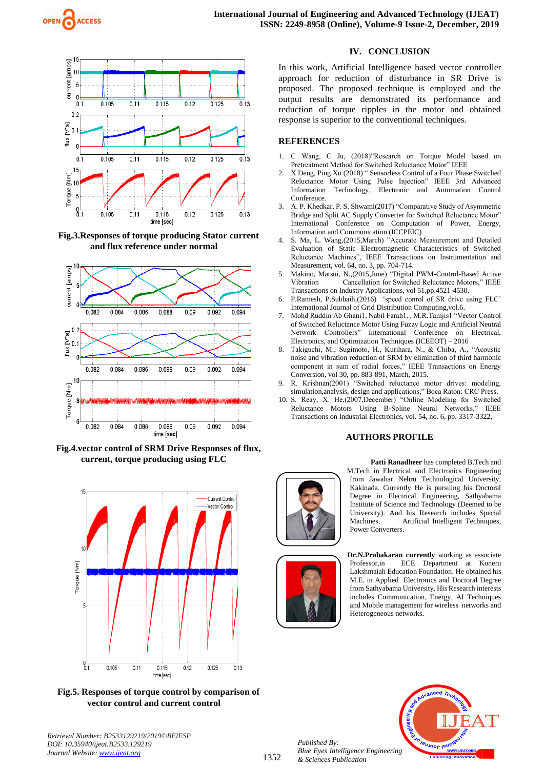0.1 0.105 0.11 0.115 0.12 0.125 0.13
current [amps]
flux [V*s]
Torque [Nm]
time [sec]

Fig.3.Responses of torque producing Stator current and flux reference under normal

current [amps]
flux [V*s]
Torque [Nm]
0.082 0.084 0.086 0.088 0.09 0.092 0.094
time [sec]

Fig.4.vector control of SRM Drive Responses of flux, current, torque producing using FLC

Current Control
Vector Control
Torque [Nm]
time [sec]

Fig.5. Responses of torque control by comparison of vector control and current control

## IV. CONCLUSION

In this work, Artificial Intelligence based vector controller approach for reduction of disturbance in SR Drive is proposed. The proposed technique is employed and the output results are demonstrated its performance and reduction of torque ripples in the motor and obtained response is superior to the conventional techniques.

## REFERENCES

1. C Wang, C Ju, (2018)"Research on Torque Model based on Pretreatment Method for Switched Reluctance Motor" IEEE
2. X Deng, Ping Xu (2018) " Sensorless Control of a Four Phase Switched Reluctance Motor Using Pulse Injection" IEEE 3rd Advanced Information Technology, Electronic and Automation Control Conference.
3. A. P. Khedkar, P. S. Shwami(2017) "Comparative Study of Asymmetric Bridge and Split AC Supply Converter for Switched Reluctance Motor" International Conference on Computation of Power, Energy, Information and Communication (ICCPEIC)
4. S. Ma, L. Wang,(2015,March) "Accurate Measurement and Detailed Evaluation of Static Electromagnetic Characteristics of Switched Reluctance Machines", IEEE Transactions on Instrumentation and Measurement, vol. 64, no. 3, pp. 704-714.
5. Makino, Matsui, N.,(2015,June) "Digital PWM-Control-Based Active Vibration Cancellation for Switched Reluctance Motors," IEEE Transactions on Industry Applications, vol 51,pp.4521-4530.
6. P.Ramesh, P.Subbaih,(2016) 'speed conrol of SR drive using FLC' International Journal of Grid Distribution Computing,vol.6.
7. Mohd Ruddin Ab Ghani1, Nabil Farah1. , M.R.Tamjis1 "Vector Control of Switched Reluctance Motor Using Fuzzy Logic and Artificial Neutral Network Controllers" International Conference on Electrical, Electronics, and Optimization Techniques (ICEEOT) – 2016
8. Takiguchi, M., Sugimoto, H., Kurihara, N., & Chiba, A., "Acoustic noise and vibration reduction of SRM by elimination of third harmonic component in sum of radial forces," IEEE Transactions on Energy Conversion, vol 30, pp. 883-891, March, 2015.
9. R. Krishnan(2001) "Switched reluctance motor drives: modeling, simulation,analysis, design and applications," Boca Raton: CRC Press.
10. S. Reay, X. He,(2007,December) "Online Modeling for Switched Reluctance Motors Using B-Spline Neural Networks," IEEE Transactions on Industrial Electronics, vol. 54, no. 6, pp. 3317-3322,

## AUTHORS PROFILE

**Patti Ranadheer** has completed B.Tech and M.Tech in Electrical and Electronics Engineering from Jawahar Nehru Technological University, Kakinada. Currently He is pursuing his Doctoral Degree in Electrical Engineering, Sathyabama Institute of Science and Technology (Deemed to be University). And his Research includes Special Machines, Artificial Intelligent Techniques, Power Converters.

**Dr.N.Prabakaran currently** working as associate Professor,in ECE Department at Koneru Lakshmaiah Education Foundation. He obtained his M.E. in Applied Electronics and Doctoral Degree from Sathyabama University. His Research interests includes Communication, Energy, AI Techniques and Mobile management for wireless networks and Heterogeneous networks.